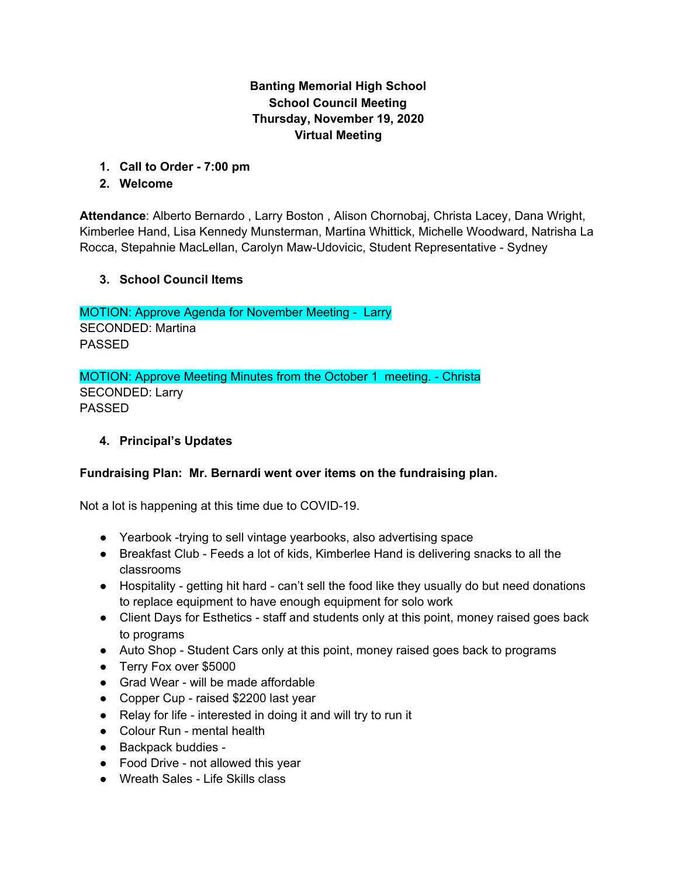**Banting Memorial High School**
**School Council Meeting**
**Thursday, November 19, 2020**
**Virtual Meeting**

1. **Call to Order - 7:00 pm**
2. **Welcome**

**Attendance**: Alberto Bernardo , Larry Boston , Alison Chornobaj, Christa Lacey, Dana Wright, Kimberlee Hand, Lisa Kennedy Munsterman, Martina Whittick, Michelle Woodward, Natrisha La Rocca, Stepahnie MacLellan, Carolyn Maw-Udovicic, Student Representative - Sydney

3. **School Council Items**

MOTION: Approve Agenda for November Meeting - Larry
SECONDED: Martina
PASSED

MOTION: Approve Meeting Minutes from the October 1 meeting. - Christa
SECONDED: Larry
PASSED

4. **Principal's Updates**

**Fundraising Plan: Mr. Bernardi went over items on the fundraising plan.**

Not a lot is happening at this time due to COVID-19.

- Yearbook -trying to sell vintage yearbooks, also advertising space
- Breakfast Club - Feeds a lot of kids, Kimberlee Hand is delivering snacks to all the classrooms
- Hospitality - getting hit hard - can't sell the food like they usually do but need donations to replace equipment to have enough equipment for solo work
- Client Days for Esthetics - staff and students only at this point, money raised goes back to programs
- Auto Shop - Student Cars only at this point, money raised goes back to programs
- Terry Fox over $5000
- Grad Wear - will be made affordable
- Copper Cup - raised $2200 last year
- Relay for life - interested in doing it and will try to run it
- Colour Run - mental health
- Backpack buddies -
- Food Drive - not allowed this year
- Wreath Sales - Life Skills class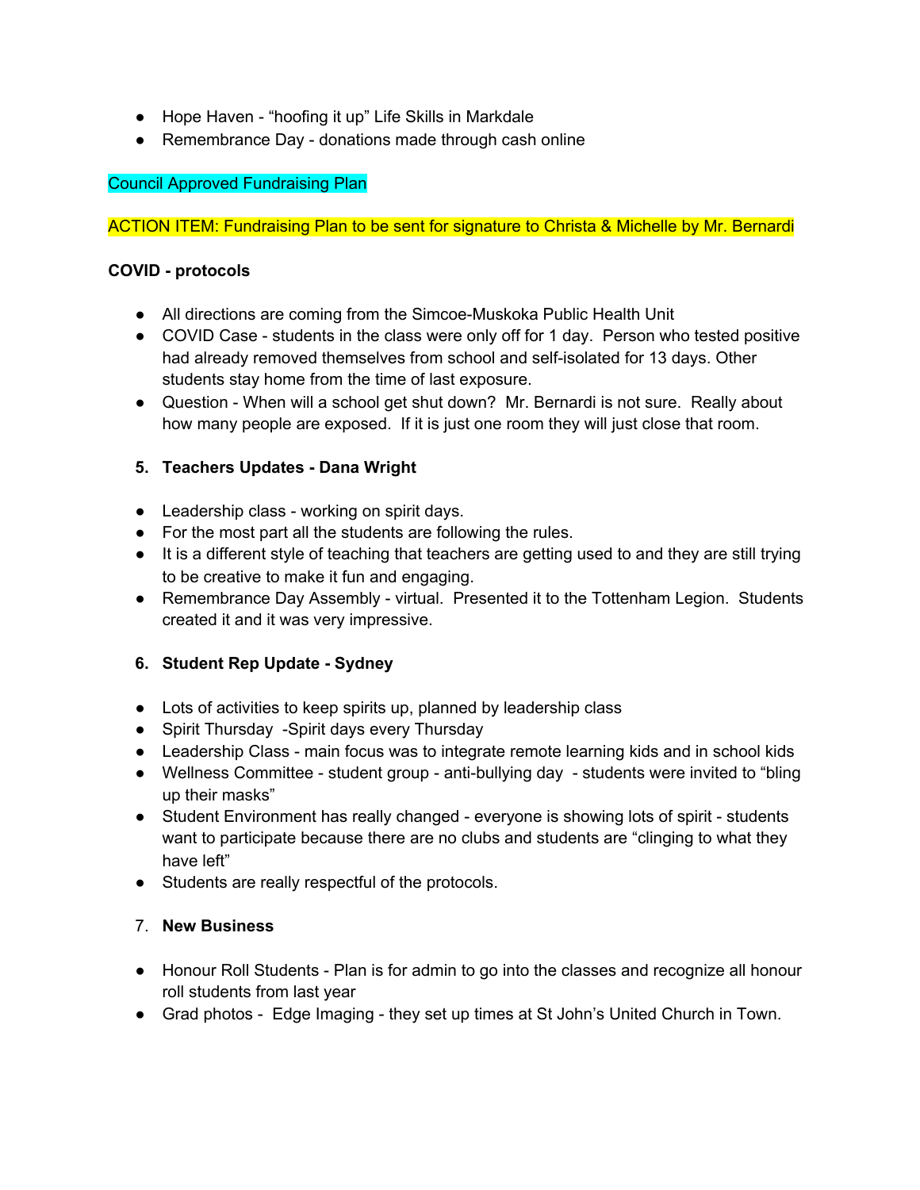- Hope Haven - "hoofing it up" Life Skills in Markdale
- Remembrance Day - donations made through cash online

Council Approved Fundraising Plan

ACTION ITEM: Fundraising Plan to be sent for signature to Christa & Michelle by Mr. Bernardi

**COVID - protocols**

- All directions are coming from the Simcoe-Muskoka Public Health Unit
- COVID Case - students in the class were only off for 1 day. Person who tested positive had already removed themselves from school and self-isolated for 13 days. Other students stay home from the time of last exposure.
- Question - When will a school get shut down? Mr. Bernardi is not sure. Really about how many people are exposed. If it is just one room they will just close that room.

5. **Teachers Updates - Dana Wright**

- Leadership class - working on spirit days.
- For the most part all the students are following the rules.
- It is a different style of teaching that teachers are getting used to and they are still trying to be creative to make it fun and engaging.
- Remembrance Day Assembly - virtual. Presented it to the Tottenham Legion. Students created it and it was very impressive.

6. **Student Rep Update - Sydney**

- Lots of activities to keep spirits up, planned by leadership class
- Spirit Thursday -Spirit days every Thursday
- Leadership Class - main focus was to integrate remote learning kids and in school kids
- Wellness Committee - student group - anti-bullying day - students were invited to "bling up their masks"
- Student Environment has really changed - everyone is showing lots of spirit - students want to participate because there are no clubs and students are "clinging to what they have left"
- Students are really respectful of the protocols.

7. **New Business**

- Honour Roll Students - Plan is for admin to go into the classes and recognize all honour roll students from last year
- Grad photos - Edge Imaging - they set up times at St John's United Church in Town.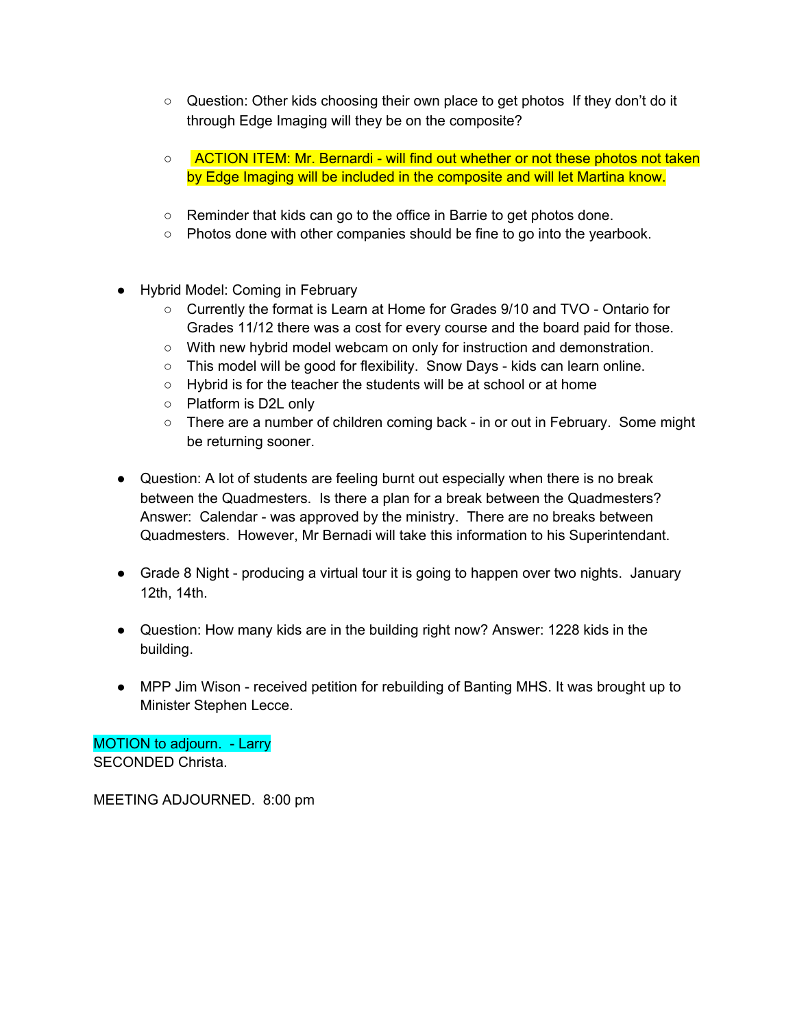- Question: Other kids choosing their own place to get photos  If they don't do it through Edge Imaging will they be on the composite?

  - ACTION ITEM: Mr. Bernardi - will find out whether or not these photos not taken by Edge Imaging will be included in the composite and will let Martina know.

  - Reminder that kids can go to the office in Barrie to get photos done.
  - Photos done with other companies should be fine to go into the yearbook.

- Hybrid Model: Coming in February
  - Currently the format is Learn at Home for Grades 9/10 and TVO - Ontario for Grades 11/12 there was a cost for every course and the board paid for those.
  - With new hybrid model webcam on only for instruction and demonstration.
  - This model will be good for flexibility.  Snow Days - kids can learn online.
  - Hybrid is for the teacher the students will be at school or at home
  - Platform is D2L only
  - There are a number of children coming back - in or out in February.  Some might be returning sooner.

- Question: A lot of students are feeling burnt out especially when there is no break between the Quadmesters.  Is there a plan for a break between the Quadmesters? Answer:  Calendar - was approved by the ministry.  There are no breaks between Quadmesters.  However, Mr Bernadi will take this information to his Superintendant.

- Grade 8 Night - producing a virtual tour it is going to happen over two nights.  January 12th, 14th.

- Question: How many kids are in the building right now? Answer: 1228 kids in the building.

- MPP Jim Wison - received petition for rebuilding of Banting MHS. It was brought up to Minister Stephen Lecce.

MOTION to adjourn.  - Larry
SECONDED Christa.

MEETING ADJOURNED.  8:00 pm